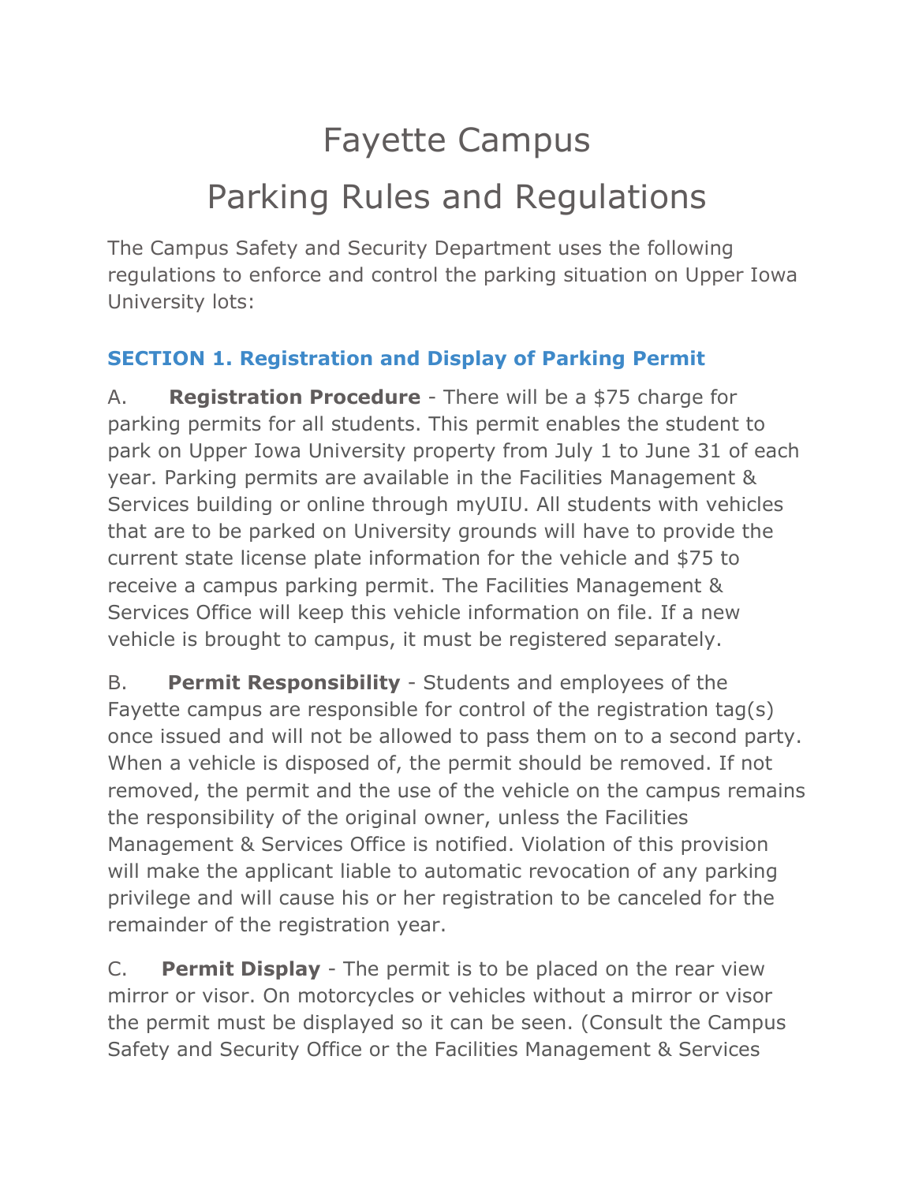# Fayette Campus

# Parking Rules and Regulations

The Campus Safety and Security Department uses the following regulations to enforce and control the parking situation on Upper Iowa University lots:

## SECTION 1. Registration and Display of Parking Permit

A. **Registration Procedure** - There will be a $75 charge for parking permits for all students. This permit enables the student to park on Upper Iowa University property from July 1 to June 31 of each year. Parking permits are available in the Facilities Management & Services building or online through myUIU. All students with vehicles that are to be parked on University grounds will have to provide the current state license plate information for the vehicle and $75 to receive a campus parking permit. The Facilities Management & Services Office will keep this vehicle information on file. If a new vehicle is brought to campus, it must be registered separately.

B. **Permit Responsibility** - Students and employees of the Fayette campus are responsible for control of the registration tag(s) once issued and will not be allowed to pass them on to a second party. When a vehicle is disposed of, the permit should be removed. If not removed, the permit and the use of the vehicle on the campus remains the responsibility of the original owner, unless the Facilities Management & Services Office is notified. Violation of this provision will make the applicant liable to automatic revocation of any parking privilege and will cause his or her registration to be canceled for the remainder of the registration year.

C. **Permit Display** - The permit is to be placed on the rear view mirror or visor. On motorcycles or vehicles without a mirror or visor the permit must be displayed so it can be seen. (Consult the Campus Safety and Security Office or the Facilities Management & Services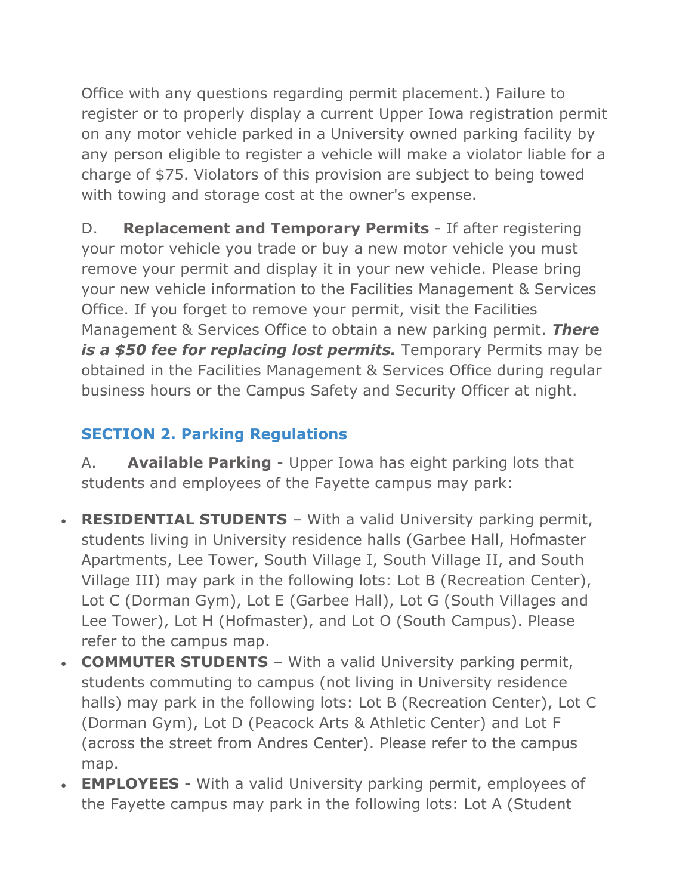Office with any questions regarding permit placement.) Failure to register or to properly display a current Upper Iowa registration permit on any motor vehicle parked in a University owned parking facility by any person eligible to register a vehicle will make a violator liable for a charge of $75. Violators of this provision are subject to being towed with towing and storage cost at the owner's expense.

D. **Replacement and Temporary Permits** - If after registering your motor vehicle you trade or buy a new motor vehicle you must remove your permit and display it in your new vehicle. Please bring your new vehicle information to the Facilities Management & Services Office. If you forget to remove your permit, visit the Facilities Management & Services Office to obtain a new parking permit. ***There is a $50 fee for replacing lost permits.*** Temporary Permits may be obtained in the Facilities Management & Services Office during regular business hours or the Campus Safety and Security Officer at night.

### SECTION 2. Parking Regulations

A. **Available Parking** - Upper Iowa has eight parking lots that students and employees of the Fayette campus may park:

- **RESIDENTIAL STUDENTS** – With a valid University parking permit, students living in University residence halls (Garbee Hall, Hofmaster Apartments, Lee Tower, South Village I, South Village II, and South Village III) may park in the following lots: Lot B (Recreation Center), Lot C (Dorman Gym), Lot E (Garbee Hall), Lot G (South Villages and Lee Tower), Lot H (Hofmaster), and Lot O (South Campus). Please refer to the campus map.
- **COMMUTER STUDENTS** – With a valid University parking permit, students commuting to campus (not living in University residence halls) may park in the following lots: Lot B (Recreation Center), Lot C (Dorman Gym), Lot D (Peacock Arts & Athletic Center) and Lot F (across the street from Andres Center). Please refer to the campus map.
- **EMPLOYEES** - With a valid University parking permit, employees of the Fayette campus may park in the following lots: Lot A (Student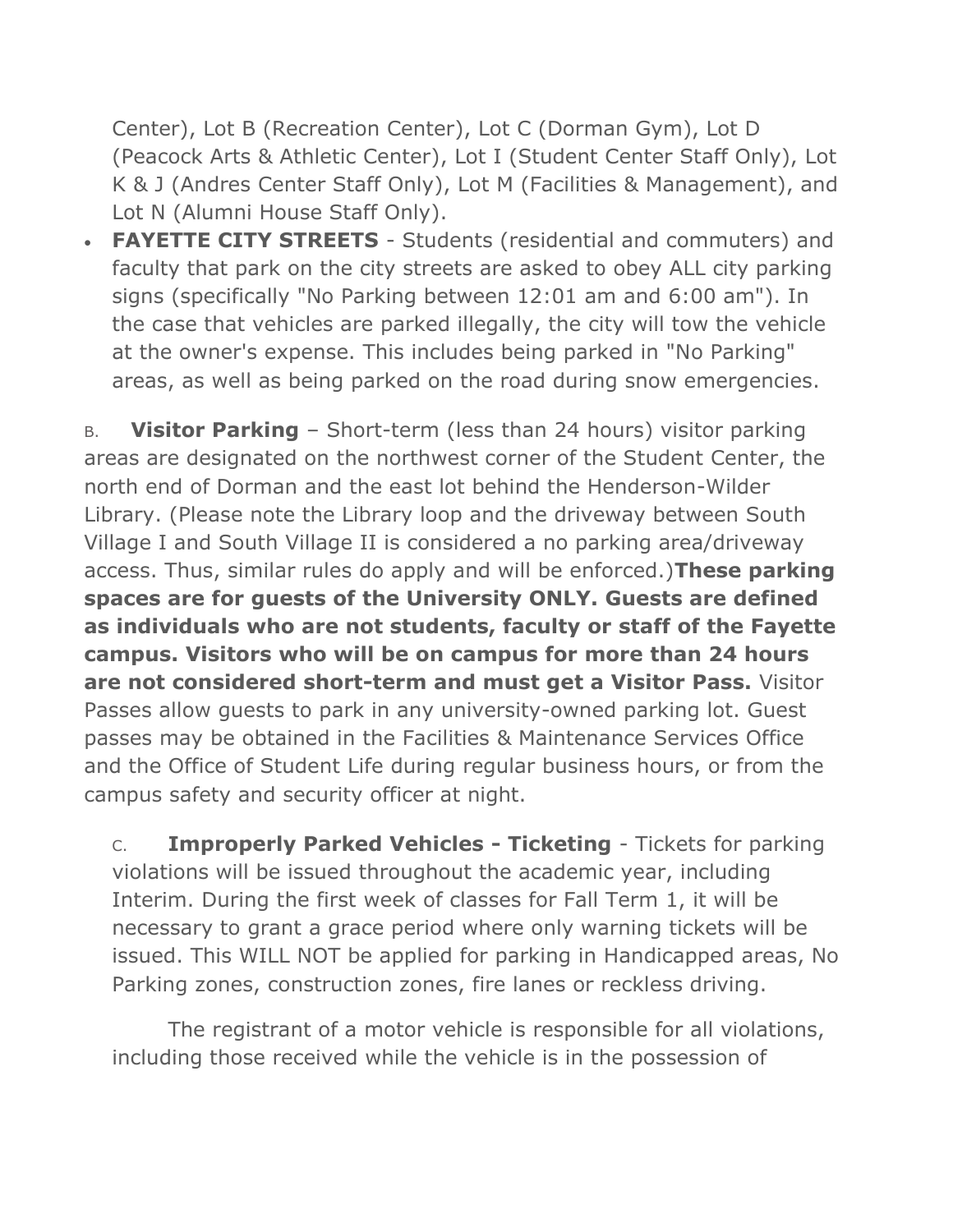Center), Lot B (Recreation Center), Lot C (Dorman Gym), Lot D (Peacock Arts & Athletic Center), Lot I (Student Center Staff Only), Lot K & J (Andres Center Staff Only), Lot M (Facilities & Management), and Lot N (Alumni House Staff Only).

- **FAYETTE CITY STREETS** - Students (residential and commuters) and faculty that park on the city streets are asked to obey ALL city parking signs (specifically "No Parking between 12:01 am and 6:00 am"). In the case that vehicles are parked illegally, the city will tow the vehicle at the owner's expense. This includes being parked in "No Parking" areas, as well as being parked on the road during snow emergencies.

B. **Visitor Parking** – Short-term (less than 24 hours) visitor parking areas are designated on the northwest corner of the Student Center, the north end of Dorman and the east lot behind the Henderson-Wilder Library. (Please note the Library loop and the driveway between South Village I and South Village II is considered a no parking area/driveway access. Thus, similar rules do apply and will be enforced.)**These parking spaces are for guests of the University ONLY. Guests are defined as individuals who are not students, faculty or staff of the Fayette campus. Visitors who will be on campus for more than 24 hours are not considered short-term and must get a Visitor Pass.** Visitor Passes allow guests to park in any university-owned parking lot. Guest passes may be obtained in the Facilities & Maintenance Services Office and the Office of Student Life during regular business hours, or from the campus safety and security officer at night.

C. **Improperly Parked Vehicles - Ticketing** - Tickets for parking violations will be issued throughout the academic year, including Interim. During the first week of classes for Fall Term 1, it will be necessary to grant a grace period where only warning tickets will be issued. This WILL NOT be applied for parking in Handicapped areas, No Parking zones, construction zones, fire lanes or reckless driving.

The registrant of a motor vehicle is responsible for all violations, including those received while the vehicle is in the possession of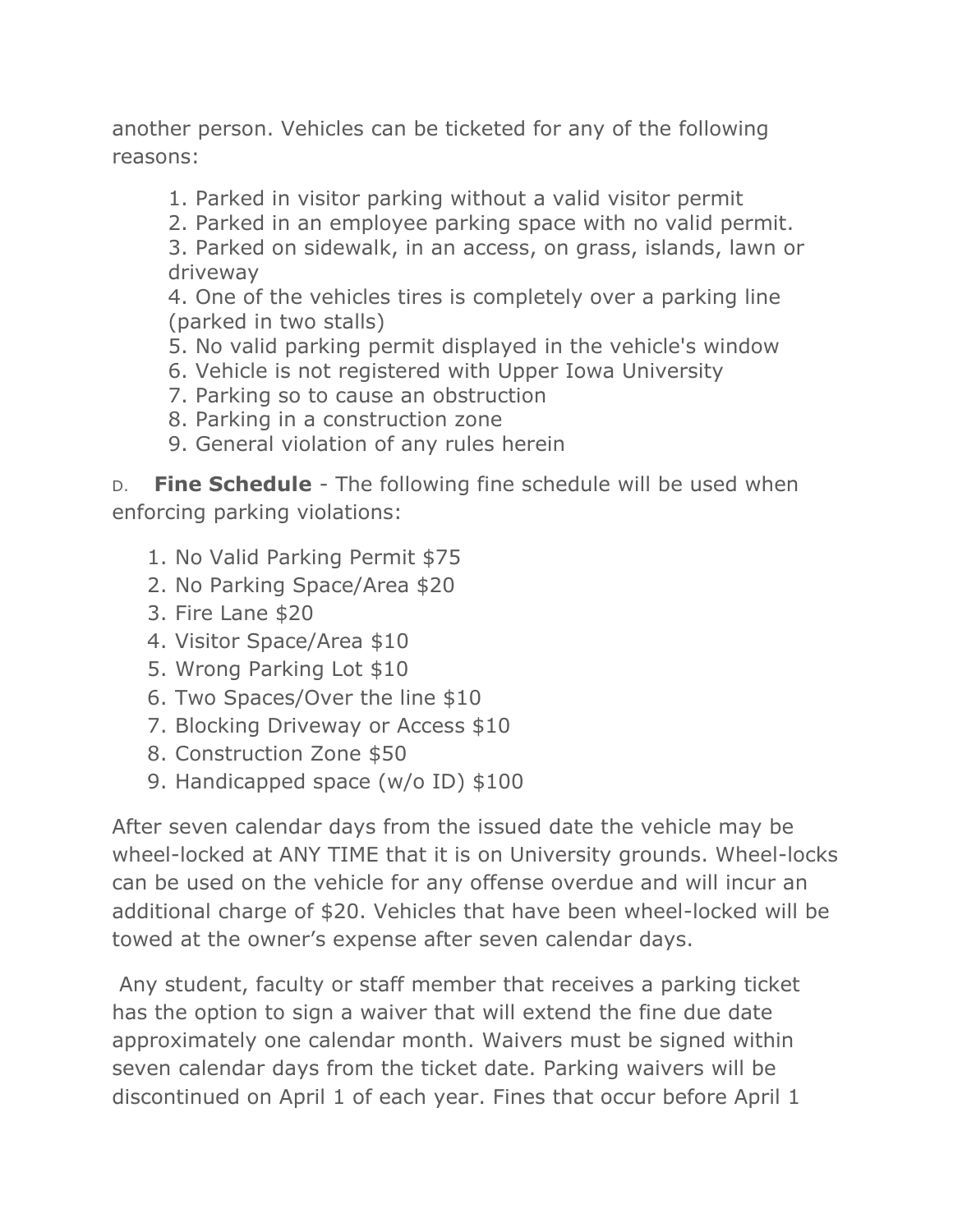another person. Vehicles can be ticketed for any of the following reasons:

1. Parked in visitor parking without a valid visitor permit
2. Parked in an employee parking space with no valid permit.
3. Parked on sidewalk, in an access, on grass, islands, lawn or driveway
4. One of the vehicles tires is completely over a parking line (parked in two stalls)
5. No valid parking permit displayed in the vehicle's window
6. Vehicle is not registered with Upper Iowa University
7. Parking so to cause an obstruction
8. Parking in a construction zone
9. General violation of any rules herein

D. **Fine Schedule** - The following fine schedule will be used when enforcing parking violations:

1. No Valid Parking Permit $75
2. No Parking Space/Area $20
3. Fire Lane $20
4. Visitor Space/Area $10
5. Wrong Parking Lot $10
6. Two Spaces/Over the line $10
7. Blocking Driveway or Access $10
8. Construction Zone $50
9. Handicapped space (w/o ID) $100

After seven calendar days from the issued date the vehicle may be wheel-locked at ANY TIME that it is on University grounds. Wheel-locks can be used on the vehicle for any offense overdue and will incur an additional charge of $20. Vehicles that have been wheel-locked will be towed at the owner's expense after seven calendar days.

Any student, faculty or staff member that receives a parking ticket has the option to sign a waiver that will extend the fine due date approximately one calendar month. Waivers must be signed within seven calendar days from the ticket date. Parking waivers will be discontinued on April 1 of each year. Fines that occur before April 1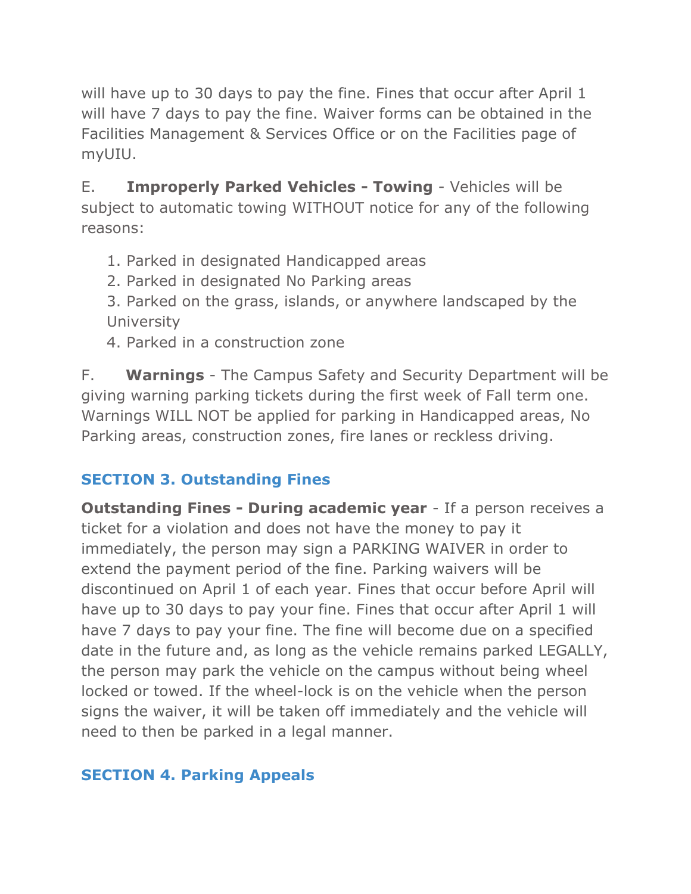will have up to 30 days to pay the fine. Fines that occur after April 1 will have 7 days to pay the fine. Waiver forms can be obtained in the Facilities Management & Services Office or on the Facilities page of myUIU.

E. **Improperly Parked Vehicles - Towing** - Vehicles will be subject to automatic towing WITHOUT notice for any of the following reasons:

1. Parked in designated Handicapped areas
2. Parked in designated No Parking areas
3. Parked on the grass, islands, or anywhere landscaped by the University
4. Parked in a construction zone

F. **Warnings** - The Campus Safety and Security Department will be giving warning parking tickets during the first week of Fall term one. Warnings WILL NOT be applied for parking in Handicapped areas, No Parking areas, construction zones, fire lanes or reckless driving.

## SECTION 3. Outstanding Fines

**Outstanding Fines - During academic year** - If a person receives a ticket for a violation and does not have the money to pay it immediately, the person may sign a PARKING WAIVER in order to extend the payment period of the fine. Parking waivers will be discontinued on April 1 of each year. Fines that occur before April will have up to 30 days to pay your fine. Fines that occur after April 1 will have 7 days to pay your fine. The fine will become due on a specified date in the future and, as long as the vehicle remains parked LEGALLY, the person may park the vehicle on the campus without being wheel locked or towed. If the wheel-lock is on the vehicle when the person signs the waiver, it will be taken off immediately and the vehicle will need to then be parked in a legal manner.

## SECTION 4. Parking Appeals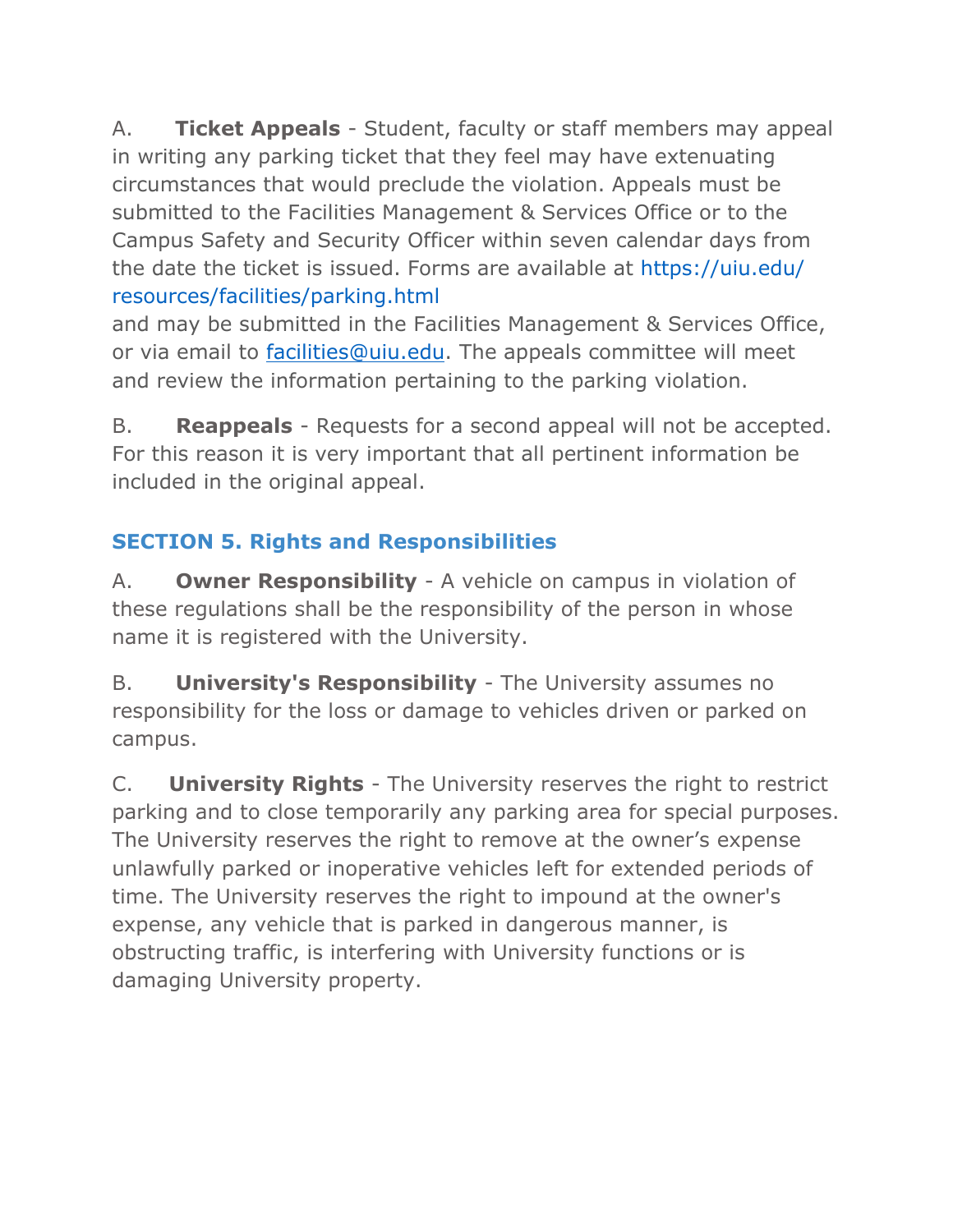A. **Ticket Appeals** - Student, faculty or staff members may appeal in writing any parking ticket that they feel may have extenuating circumstances that would preclude the violation. Appeals must be submitted to the Facilities Management & Services Office or to the Campus Safety and Security Officer within seven calendar days from the date the ticket is issued. Forms are available at https://uiu.edu/resources/facilities/parking.html
and may be submitted in the Facilities Management & Services Office, or via email to facilities@uiu.edu. The appeals committee will meet and review the information pertaining to the parking violation.

B. **Reappeals** - Requests for a second appeal will not be accepted. For this reason it is very important that all pertinent information be included in the original appeal.

## SECTION 5. Rights and Responsibilities

A. **Owner Responsibility** - A vehicle on campus in violation of these regulations shall be the responsibility of the person in whose name it is registered with the University.

B. **University's Responsibility** - The University assumes no responsibility for the loss or damage to vehicles driven or parked on campus.

C. **University Rights** - The University reserves the right to restrict parking and to close temporarily any parking area for special purposes. The University reserves the right to remove at the owner's expense unlawfully parked or inoperative vehicles left for extended periods of time. The University reserves the right to impound at the owner's expense, any vehicle that is parked in dangerous manner, is obstructing traffic, is interfering with University functions or is damaging University property.